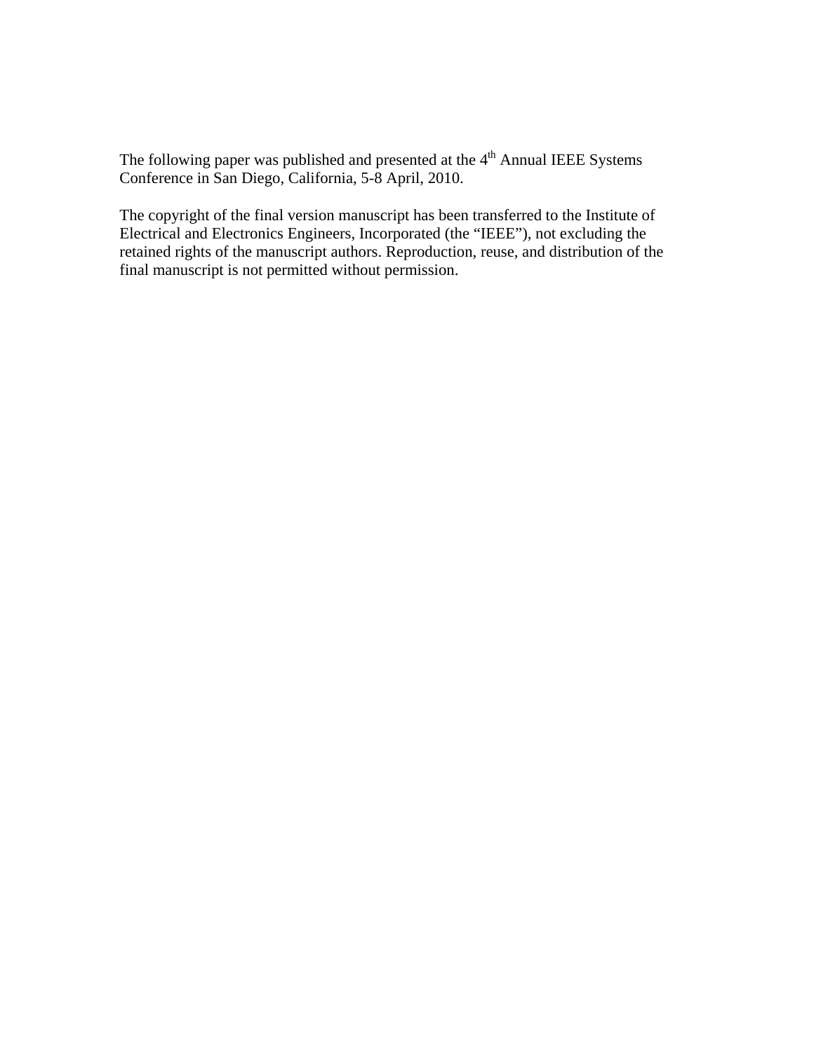The following paper was published and presented at the 4$^{th}$ Annual IEEE Systems Conference in San Diego, California, 5-8 April, 2010.

The copyright of the final version manuscript has been transferred to the Institute of Electrical and Electronics Engineers, Incorporated (the "IEEE"), not excluding the retained rights of the manuscript authors. Reproduction, reuse, and distribution of the final manuscript is not permitted without permission.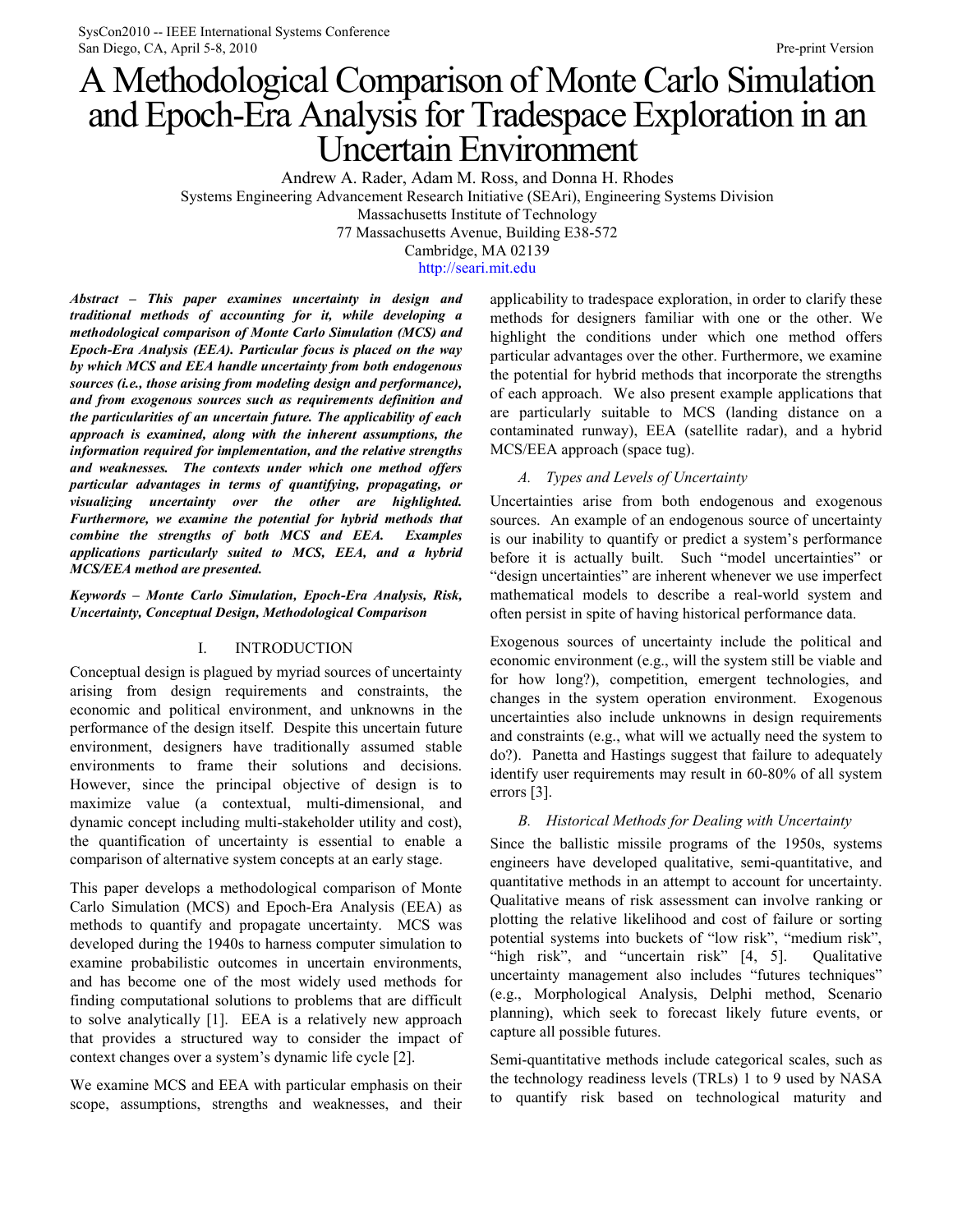# A Methodological Comparison of Monte Carlo Simulation and Epoch-Era Analysis for Tradespace Exploration in an Uncertain Environment

Andrew A. Rader, Adam M. Ross, and Donna H. Rhodes
Systems Engineering Advancement Research Initiative (SEAri), Engineering Systems Division
Massachusetts Institute of Technology
77 Massachusetts Avenue, Building E38-572
Cambridge, MA 02139
http://seari.mit.edu

***Abstract – This paper examines uncertainty in design and traditional methods of accounting for it, while developing a methodological comparison of Monte Carlo Simulation (MCS) and Epoch-Era Analysis (EEA). Particular focus is placed on the way by which MCS and EEA handle uncertainty from both endogenous sources (i.e., those arising from modeling design and performance), and from exogenous sources such as requirements definition and the particularities of an uncertain future. The applicability of each approach is examined, along with the inherent assumptions, the information required for implementation, and the relative strengths and weaknesses. The contexts under which one method offers particular advantages in terms of quantifying, propagating, or visualizing uncertainty over the other are highlighted. Furthermore, we examine the potential for hybrid methods that combine the strengths of both MCS and EEA. Examples applications particularly suited to MCS, EEA, and a hybrid MCS/EEA method are presented.***

***Keywords – Monte Carlo Simulation, Epoch-Era Analysis, Risk, Uncertainty, Conceptual Design, Methodological Comparison***

## I. INTRODUCTION

Conceptual design is plagued by myriad sources of uncertainty arising from design requirements and constraints, the economic and political environment, and unknowns in the performance of the design itself. Despite this uncertain future environment, designers have traditionally assumed stable environments to frame their solutions and decisions. However, since the principal objective of design is to maximize value (a contextual, multi-dimensional, and dynamic concept including multi-stakeholder utility and cost), the quantification of uncertainty is essential to enable a comparison of alternative system concepts at an early stage.

This paper develops a methodological comparison of Monte Carlo Simulation (MCS) and Epoch-Era Analysis (EEA) as methods to quantify and propagate uncertainty. MCS was developed during the 1940s to harness computer simulation to examine probabilistic outcomes in uncertain environments, and has become one of the most widely used methods for finding computational solutions to problems that are difficult to solve analytically [1]. EEA is a relatively new approach that provides a structured way to consider the impact of context changes over a system's dynamic life cycle [2].

We examine MCS and EEA with particular emphasis on their scope, assumptions, strengths and weaknesses, and their applicability to tradespace exploration, in order to clarify these methods for designers familiar with one or the other. We highlight the conditions under which one method offers particular advantages over the other. Furthermore, we examine the potential for hybrid methods that incorporate the strengths of each approach. We also present example applications that are particularly suitable to MCS (landing distance on a contaminated runway), EEA (satellite radar), and a hybrid MCS/EEA approach (space tug).

### *A. Types and Levels of Uncertainty*

Uncertainties arise from both endogenous and exogenous sources. An example of an endogenous source of uncertainty is our inability to quantify or predict a system's performance before it is actually built. Such "model uncertainties" or "design uncertainties" are inherent whenever we use imperfect mathematical models to describe a real-world system and often persist in spite of having historical performance data.

Exogenous sources of uncertainty include the political and economic environment (e.g., will the system still be viable and for how long?), competition, emergent technologies, and changes in the system operation environment. Exogenous uncertainties also include unknowns in design requirements and constraints (e.g., what will we actually need the system to do?). Panetta and Hastings suggest that failure to adequately identify user requirements may result in 60-80% of all system errors [3].

### *B. Historical Methods for Dealing with Uncertainty*

Since the ballistic missile programs of the 1950s, systems engineers have developed qualitative, semi-quantitative, and quantitative methods in an attempt to account for uncertainty. Qualitative means of risk assessment can involve ranking or plotting the relative likelihood and cost of failure or sorting potential systems into buckets of "low risk", "medium risk", "high risk", and "uncertain risk" [4, 5]. Qualitative uncertainty management also includes "futures techniques" (e.g., Morphological Analysis, Delphi method, Scenario planning), which seek to forecast likely future events, or capture all possible futures.

Semi-quantitative methods include categorical scales, such as the technology readiness levels (TRLs) 1 to 9 used by NASA to quantify risk based on technological maturity and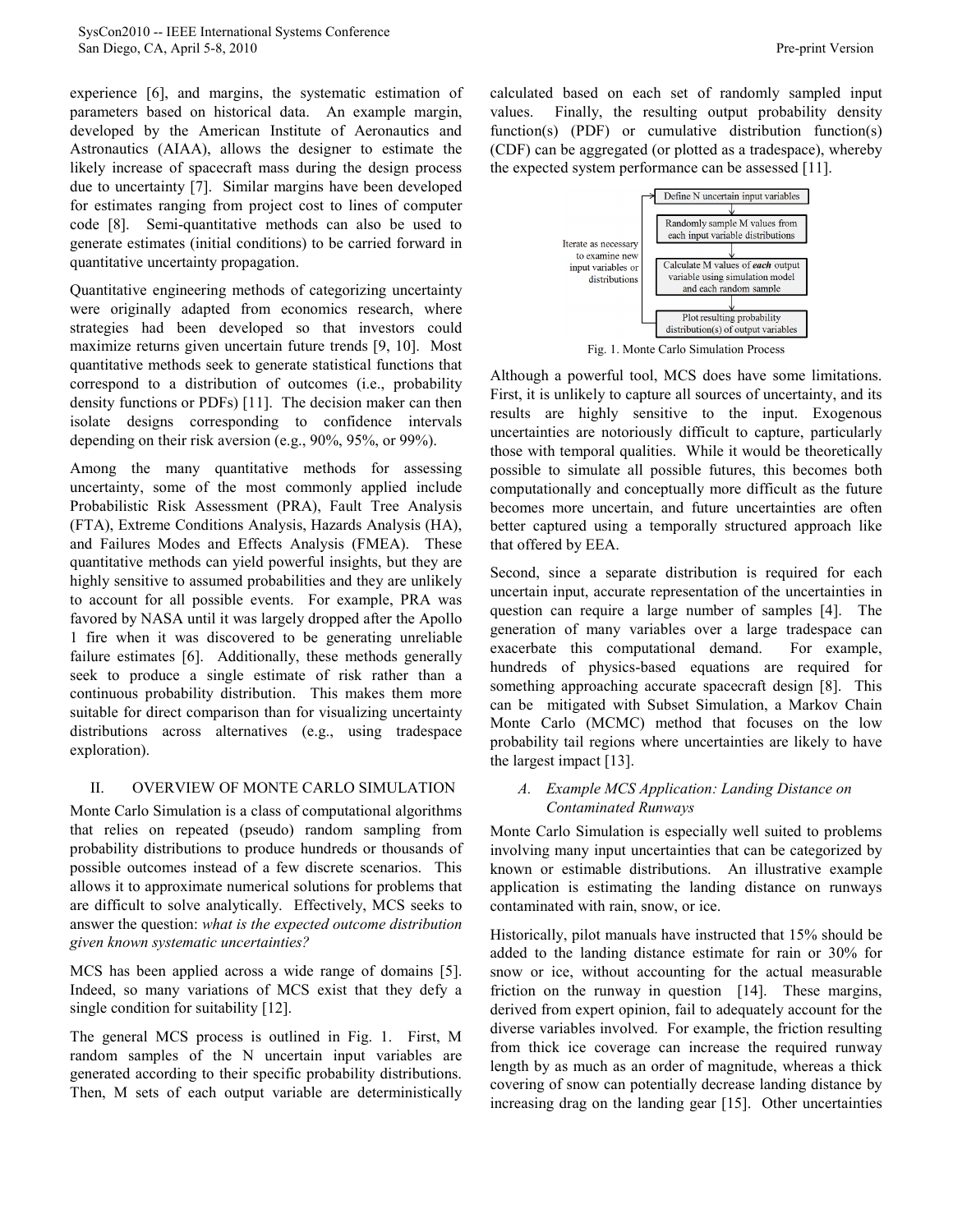experience [6], and margins, the systematic estimation of parameters based on historical data. An example margin, developed by the American Institute of Aeronautics and Astronautics (AIAA), allows the designer to estimate the likely increase of spacecraft mass during the design process due to uncertainty [7]. Similar margins have been developed for estimates ranging from project cost to lines of computer code [8]. Semi-quantitative methods can also be used to generate estimates (initial conditions) to be carried forward in quantitative uncertainty propagation.

Quantitative engineering methods of categorizing uncertainty were originally adapted from economics research, where strategies had been developed so that investors could maximize returns given uncertain future trends [9, 10]. Most quantitative methods seek to generate statistical functions that correspond to a distribution of outcomes (i.e., probability density functions or PDFs) [11]. The decision maker can then isolate designs corresponding to confidence intervals depending on their risk aversion (e.g., 90%, 95%, or 99%).

Among the many quantitative methods for assessing uncertainty, some of the most commonly applied include Probabilistic Risk Assessment (PRA), Fault Tree Analysis (FTA), Extreme Conditions Analysis, Hazards Analysis (HA), and Failures Modes and Effects Analysis (FMEA). These quantitative methods can yield powerful insights, but they are highly sensitive to assumed probabilities and they are unlikely to account for all possible events. For example, PRA was favored by NASA until it was largely dropped after the Apollo 1 fire when it was discovered to be generating unreliable failure estimates [6]. Additionally, these methods generally seek to produce a single estimate of risk rather than a continuous probability distribution. This makes them more suitable for direct comparison than for visualizing uncertainty distributions across alternatives (e.g., using tradespace exploration).

## II. OVERVIEW OF MONTE CARLO SIMULATION

Monte Carlo Simulation is a class of computational algorithms that relies on repeated (pseudo) random sampling from probability distributions to produce hundreds or thousands of possible outcomes instead of a few discrete scenarios. This allows it to approximate numerical solutions for problems that are difficult to solve analytically. Effectively, MCS seeks to answer the question: *what is the expected outcome distribution given known systematic uncertainties?*

MCS has been applied across a wide range of domains [5]. Indeed, so many variations of MCS exist that they defy a single condition for suitability [12].

The general MCS process is outlined in Fig. 1. First, M random samples of the N uncertain input variables are generated according to their specific probability distributions. Then, M sets of each output variable are deterministically calculated based on each set of randomly sampled input values. Finally, the resulting output probability density function(s) (PDF) or cumulative distribution function(s) (CDF) can be aggregated (or plotted as a tradespace), whereby the expected system performance can be assessed [11].

Define N uncertain input variables → Randomly sample M values from each input variable distributions → Calculate M values of ***each*** output variable using simulation model and each random sample → Plot resulting probability distribution(s) of output variables

Iterate as necessary to examine new input variables or distributions

Fig. 1. Monte Carlo Simulation Process

Although a powerful tool, MCS does have some limitations. First, it is unlikely to capture all sources of uncertainty, and its results are highly sensitive to the input. Exogenous uncertainties are notoriously difficult to capture, particularly those with temporal qualities. While it would be theoretically possible to simulate all possible futures, this becomes both computationally and conceptually more difficult as the future becomes more uncertain, and future uncertainties are often better captured using a temporally structured approach like that offered by EEA.

Second, since a separate distribution is required for each uncertain input, accurate representation of the uncertainties in question can require a large number of samples [4]. The generation of many variables over a large tradespace can exacerbate this computational demand. For example, hundreds of physics-based equations are required for something approaching accurate spacecraft design [8]. This can be mitigated with Subset Simulation, a Markov Chain Monte Carlo (MCMC) method that focuses on the low probability tail regions where uncertainties are likely to have the largest impact [13].

### A. *Example MCS Application: Landing Distance on Contaminated Runways*

Monte Carlo Simulation is especially well suited to problems involving many input uncertainties that can be categorized by known or estimable distributions. An illustrative example application is estimating the landing distance on runways contaminated with rain, snow, or ice.

Historically, pilot manuals have instructed that 15% should be added to the landing distance estimate for rain or 30% for snow or ice, without accounting for the actual measurable friction on the runway in question [14]. These margins, derived from expert opinion, fail to adequately account for the diverse variables involved. For example, the friction resulting from thick ice coverage can increase the required runway length by as much as an order of magnitude, whereas a thick covering of snow can potentially decrease landing distance by increasing drag on the landing gear [15]. Other uncertainties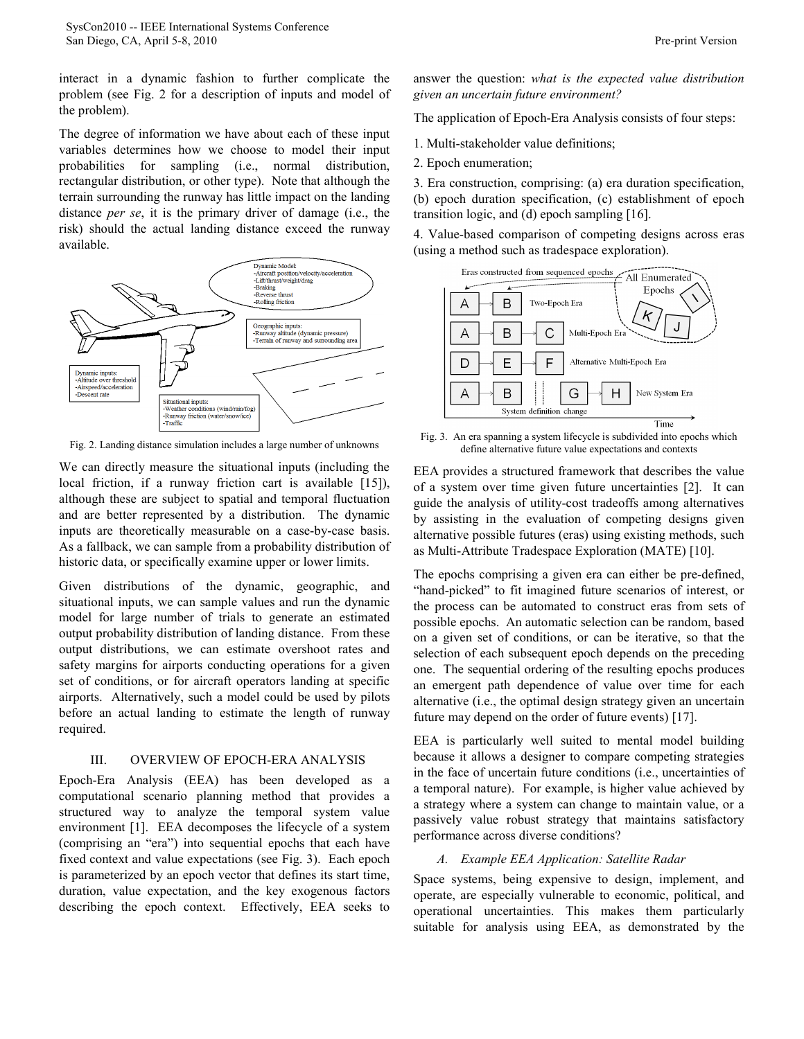interact in a dynamic fashion to further complicate the problem (see Fig. 2 for a description of inputs and model of the problem).

The degree of information we have about each of these input variables determines how we choose to model their input probabilities for sampling (i.e., normal distribution, rectangular distribution, or other type). Note that although the terrain surrounding the runway has little impact on the landing distance *per se*, it is the primary driver of damage (i.e., the risk) should the actual landing distance exceed the runway available.

Fig. 2. Landing distance simulation includes a large number of unknowns

We can directly measure the situational inputs (including the local friction, if a runway friction cart is available [15]), although these are subject to spatial and temporal fluctuation and are better represented by a distribution. The dynamic inputs are theoretically measurable on a case-by-case basis. As a fallback, we can sample from a probability distribution of historic data, or specifically examine upper or lower limits.

Given distributions of the dynamic, geographic, and situational inputs, we can sample values and run the dynamic model for large number of trials to generate an estimated output probability distribution of landing distance. From these output distributions, we can estimate overshoot rates and safety margins for airports conducting operations for a given set of conditions, or for aircraft operators landing at specific airports. Alternatively, such a model could be used by pilots before an actual landing to estimate the length of runway required.

## III. OVERVIEW OF EPOCH-ERA ANALYSIS

Epoch-Era Analysis (EEA) has been developed as a computational scenario planning method that provides a structured way to analyze the temporal system value environment [1]. EEA decomposes the lifecycle of a system (comprising an "era") into sequential epochs that each have fixed context and value expectations (see Fig. 3). Each epoch is parameterized by an epoch vector that defines its start time, duration, value expectation, and the key exogenous factors describing the epoch context. Effectively, EEA seeks to answer the question: *what is the expected value distribution given an uncertain future environment?*

The application of Epoch-Era Analysis consists of four steps:

1. Multi-stakeholder value definitions;

2. Epoch enumeration;

3. Era construction, comprising: (a) era duration specification, (b) epoch duration specification, (c) establishment of epoch transition logic, and (d) epoch sampling [16].

4. Value-based comparison of competing designs across eras (using a method such as tradespace exploration).

Fig. 3. An era spanning a system lifecycle is subdivided into epochs which define alternative future value expectations and contexts

EEA provides a structured framework that describes the value of a system over time given future uncertainties [2]. It can guide the analysis of utility-cost tradeoffs among alternatives by assisting in the evaluation of competing designs given alternative possible futures (eras) using existing methods, such as Multi-Attribute Tradespace Exploration (MATE) [10].

The epochs comprising a given era can either be pre-defined, "hand-picked" to fit imagined future scenarios of interest, or the process can be automated to construct eras from sets of possible epochs. An automatic selection can be random, based on a given set of conditions, or can be iterative, so that the selection of each subsequent epoch depends on the preceding one. The sequential ordering of the resulting epochs produces an emergent path dependence of value over time for each alternative (i.e., the optimal design strategy given an uncertain future may depend on the order of future events) [17].

EEA is particularly well suited to mental model building because it allows a designer to compare competing strategies in the face of uncertain future conditions (i.e., uncertainties of a temporal nature). For example, is higher value achieved by a strategy where a system can change to maintain value, or a passively value robust strategy that maintains satisfactory performance across diverse conditions?

### *A. Example EEA Application: Satellite Radar*

Space systems, being expensive to design, implement, and operate, are especially vulnerable to economic, political, and operational uncertainties. This makes them particularly suitable for analysis using EEA, as demonstrated by the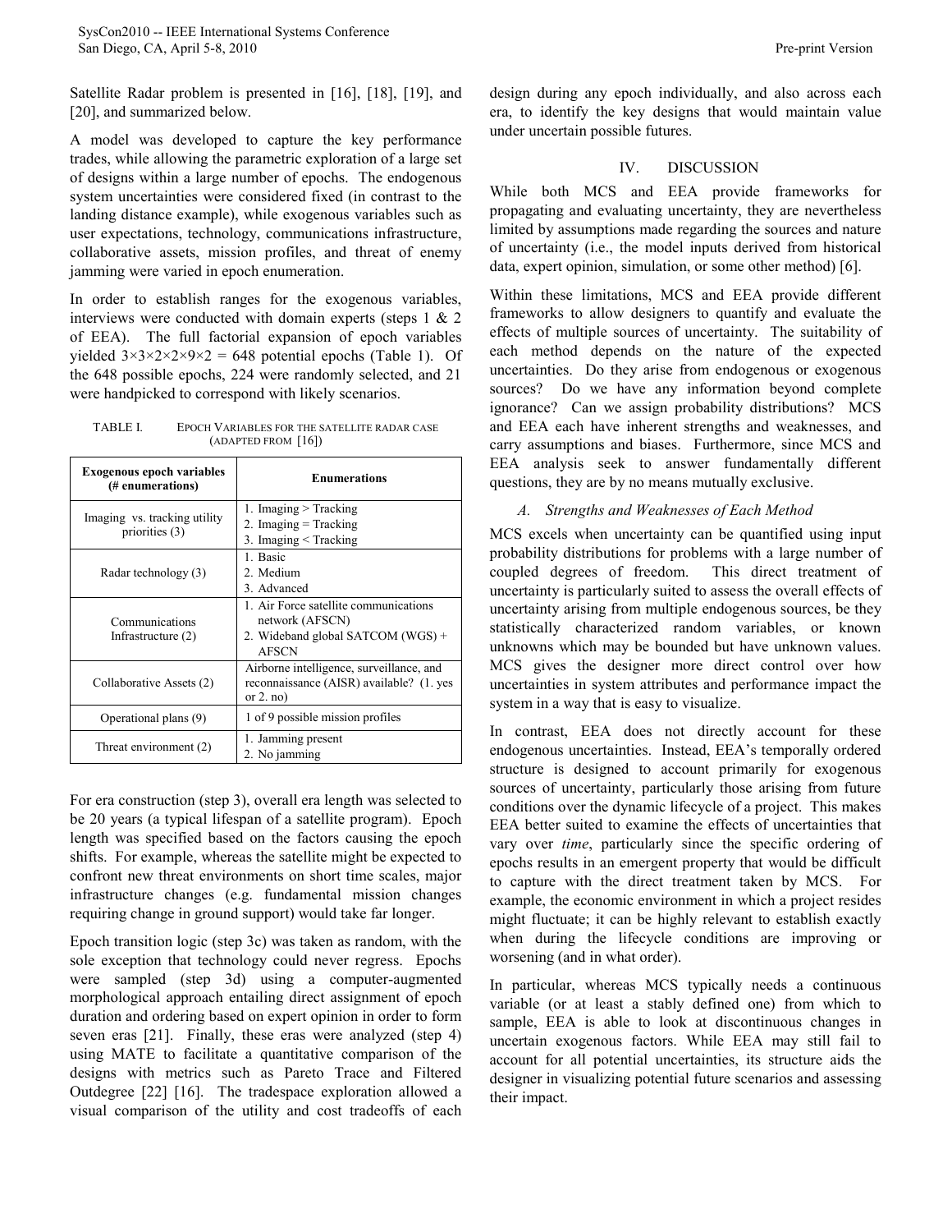Satellite Radar problem is presented in [16], [18], [19], and [20], and summarized below.

A model was developed to capture the key performance trades, while allowing the parametric exploration of a large set of designs within a large number of epochs. The endogenous system uncertainties were considered fixed (in contrast to the landing distance example), while exogenous variables such as user expectations, technology, communications infrastructure, collaborative assets, mission profiles, and threat of enemy jamming were varied in epoch enumeration.

In order to establish ranges for the exogenous variables, interviews were conducted with domain experts (steps 1 & 2 of EEA). The full factorial expansion of epoch variables yielded $3\times3\times2\times2\times9\times2 = 648$ potential epochs (Table 1). Of the 648 possible epochs, 224 were randomly selected, and 21 were handpicked to correspond with likely scenarios.

TABLE I. EPOCH VARIABLES FOR THE SATELLITE RADAR CASE (ADAPTED FROM [16])

| Exogenous epoch variables (# enumerations) | Enumerations |
|---|---|
| Imaging vs. tracking utility priorities (3) | 1. Imaging > Tracking<br>2. Imaging = Tracking<br>3. Imaging < Tracking |
| Radar technology (3) | 1. Basic<br>2. Medium<br>3. Advanced |
| Communications Infrastructure (2) | 1. Air Force satellite communications network (AFSCN)<br>2. Wideband global SATCOM (WGS) + AFSCN |
| Collaborative Assets (2) | Airborne intelligence, surveillance, and reconnaissance (AISR) available? (1. yes or 2. no) |
| Operational plans (9) | 1 of 9 possible mission profiles |
| Threat environment (2) | 1. Jamming present<br>2. No jamming |

For era construction (step 3), overall era length was selected to be 20 years (a typical lifespan of a satellite program). Epoch length was specified based on the factors causing the epoch shifts. For example, whereas the satellite might be expected to confront new threat environments on short time scales, major infrastructure changes (e.g. fundamental mission changes requiring change in ground support) would take far longer.

Epoch transition logic (step 3c) was taken as random, with the sole exception that technology could never regress. Epochs were sampled (step 3d) using a computer-augmented morphological approach entailing direct assignment of epoch duration and ordering based on expert opinion in order to form seven eras [21]. Finally, these eras were analyzed (step 4) using MATE to facilitate a quantitative comparison of the designs with metrics such as Pareto Trace and Filtered Outdegree [22] [16]. The tradespace exploration allowed a visual comparison of the utility and cost tradeoffs of each design during any epoch individually, and also across each era, to identify the key designs that would maintain value under uncertain possible futures.

## IV. DISCUSSION

While both MCS and EEA provide frameworks for propagating and evaluating uncertainty, they are nevertheless limited by assumptions made regarding the sources and nature of uncertainty (i.e., the model inputs derived from historical data, expert opinion, simulation, or some other method) [6].

Within these limitations, MCS and EEA provide different frameworks to allow designers to quantify and evaluate the effects of multiple sources of uncertainty. The suitability of each method depends on the nature of the expected uncertainties. Do they arise from endogenous or exogenous sources? Do we have any information beyond complete ignorance? Can we assign probability distributions? MCS and EEA each have inherent strengths and weaknesses, and carry assumptions and biases. Furthermore, since MCS and EEA analysis seek to answer fundamentally different questions, they are by no means mutually exclusive.

### *A. Strengths and Weaknesses of Each Method*

MCS excels when uncertainty can be quantified using input probability distributions for problems with a large number of coupled degrees of freedom. This direct treatment of uncertainty is particularly suited to assess the overall effects of uncertainty arising from multiple endogenous sources, be they statistically characterized random variables, or known unknowns which may be bounded but have unknown values. MCS gives the designer more direct control over how uncertainties in system attributes and performance impact the system in a way that is easy to visualize.

In contrast, EEA does not directly account for these endogenous uncertainties. Instead, EEA's temporally ordered structure is designed to account primarily for exogenous sources of uncertainty, particularly those arising from future conditions over the dynamic lifecycle of a project. This makes EEA better suited to examine the effects of uncertainties that vary over *time*, particularly since the specific ordering of epochs results in an emergent property that would be difficult to capture with the direct treatment taken by MCS. For example, the economic environment in which a project resides might fluctuate; it can be highly relevant to establish exactly when during the lifecycle conditions are improving or worsening (and in what order).

In particular, whereas MCS typically needs a continuous variable (or at least a stably defined one) from which to sample, EEA is able to look at discontinuous changes in uncertain exogenous factors. While EEA may still fail to account for all potential uncertainties, its structure aids the designer in visualizing potential future scenarios and assessing their impact.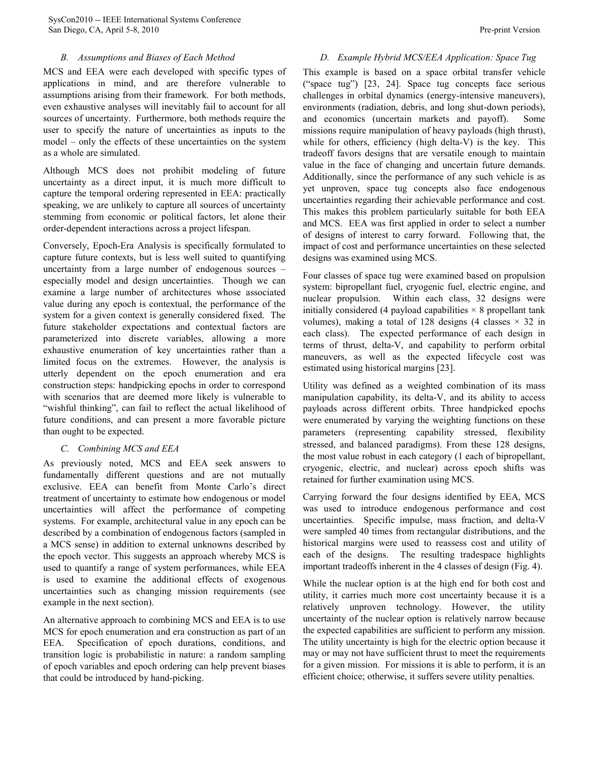### B. Assumptions and Biases of Each Method

MCS and EEA were each developed with specific types of applications in mind, and are therefore vulnerable to assumptions arising from their framework. For both methods, even exhaustive analyses will inevitably fail to account for all sources of uncertainty. Furthermore, both methods require the user to specify the nature of uncertainties as inputs to the model – only the effects of these uncertainties on the system as a whole are simulated.

Although MCS does not prohibit modeling of future uncertainty as a direct input, it is much more difficult to capture the temporal ordering represented in EEA: practically speaking, we are unlikely to capture all sources of uncertainty stemming from economic or political factors, let alone their order-dependent interactions across a project lifespan.

Conversely, Epoch-Era Analysis is specifically formulated to capture future contexts, but is less well suited to quantifying uncertainty from a large number of endogenous sources – especially model and design uncertainties. Though we can examine a large number of architectures whose associated value during any epoch is contextual, the performance of the system for a given context is generally considered fixed. The future stakeholder expectations and contextual factors are parameterized into discrete variables, allowing a more exhaustive enumeration of key uncertainties rather than a limited focus on the extremes. However, the analysis is utterly dependent on the epoch enumeration and era construction steps: handpicking epochs in order to correspond with scenarios that are deemed more likely is vulnerable to "wishful thinking", can fail to reflect the actual likelihood of future conditions, and can present a more favorable picture than ought to be expected.

### C. Combining MCS and EEA

As previously noted, MCS and EEA seek answers to fundamentally different questions and are not mutually exclusive. EEA can benefit from Monte Carlo's direct treatment of uncertainty to estimate how endogenous or model uncertainties will affect the performance of competing systems. For example, architectural value in any epoch can be described by a combination of endogenous factors (sampled in a MCS sense) in addition to external unknowns described by the epoch vector. This suggests an approach whereby MCS is used to quantify a range of system performances, while EEA is used to examine the additional effects of exogenous uncertainties such as changing mission requirements (see example in the next section).

An alternative approach to combining MCS and EEA is to use MCS for epoch enumeration and era construction as part of an EEA. Specification of epoch durations, conditions, and transition logic is probabilistic in nature: a random sampling of epoch variables and epoch ordering can help prevent biases that could be introduced by hand-picking.

### D. Example Hybrid MCS/EEA Application: Space Tug

This example is based on a space orbital transfer vehicle ("space tug") [23, 24]. Space tug concepts face serious challenges in orbital dynamics (energy-intensive maneuvers), environments (radiation, debris, and long shut-down periods), and economics (uncertain markets and payoff). Some missions require manipulation of heavy payloads (high thrust), while for others, efficiency (high delta-V) is the key. This tradeoff favors designs that are versatile enough to maintain value in the face of changing and uncertain future demands. Additionally, since the performance of any such vehicle is as yet unproven, space tug concepts also face endogenous uncertainties regarding their achievable performance and cost. This makes this problem particularly suitable for both EEA and MCS. EEA was first applied in order to select a number of designs of interest to carry forward. Following that, the impact of cost and performance uncertainties on these selected designs was examined using MCS.

Four classes of space tug were examined based on propulsion system: bipropellant fuel, cryogenic fuel, electric engine, and nuclear propulsion. Within each class, 32 designs were initially considered (4 payload capabilities × 8 propellant tank volumes), making a total of 128 designs (4 classes × 32 in each class). The expected performance of each design in terms of thrust, delta-V, and capability to perform orbital maneuvers, as well as the expected lifecycle cost was estimated using historical margins [23].

Utility was defined as a weighted combination of its mass manipulation capability, its delta-V, and its ability to access payloads across different orbits. Three handpicked epochs were enumerated by varying the weighting functions on these parameters (representing capability stressed, flexibility stressed, and balanced paradigms). From these 128 designs, the most value robust in each category (1 each of bipropellant, cryogenic, electric, and nuclear) across epoch shifts was retained for further examination using MCS.

Carrying forward the four designs identified by EEA, MCS was used to introduce endogenous performance and cost uncertainties. Specific impulse, mass fraction, and delta-V were sampled 40 times from rectangular distributions, and the historical margins were used to reassess cost and utility of each of the designs. The resulting tradespace highlights important tradeoffs inherent in the 4 classes of design (Fig. 4).

While the nuclear option is at the high end for both cost and utility, it carries much more cost uncertainty because it is a relatively unproven technology. However, the utility uncertainty of the nuclear option is relatively narrow because the expected capabilities are sufficient to perform any mission. The utility uncertainty is high for the electric option because it may or may not have sufficient thrust to meet the requirements for a given mission. For missions it is able to perform, it is an efficient choice; otherwise, it suffers severe utility penalties.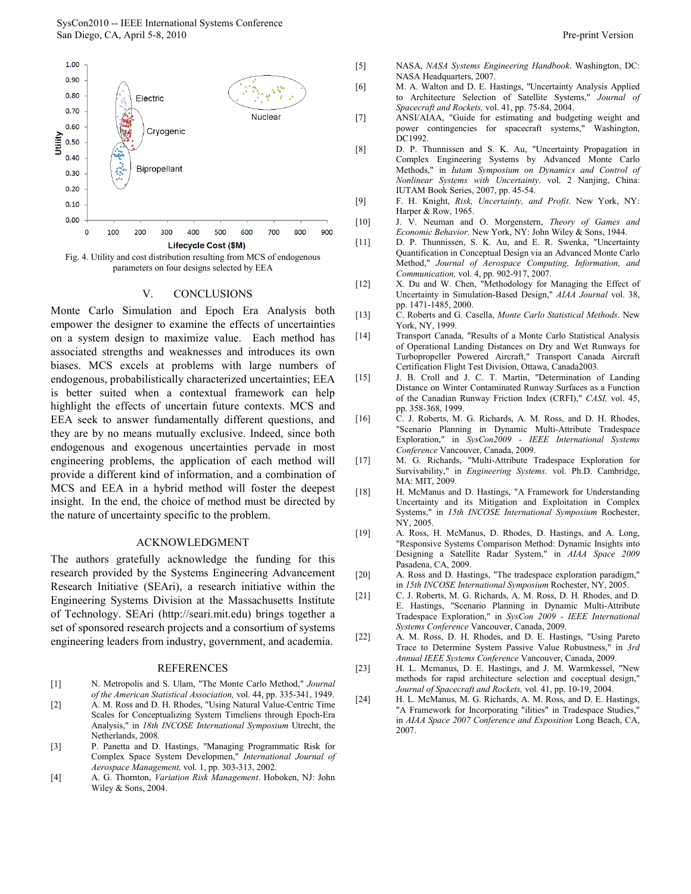1.00
0.90
0.80
0.70
0.60
0.50
0.40
0.30
0.20
0.10
0.00

Utility

Electric
Cryogenic
Bipropellant
Nuclear

0 100 200 300 400 500 600 700 800 900

Lifecycle Cost ($M)

Fig. 4. Utility and cost distribution resulting from MCS of endogenous parameters on four designs selected by EEA

## V. CONCLUSIONS

Monte Carlo Simulation and Epoch Era Analysis both empower the designer to examine the effects of uncertainties on a system design to maximize value. Each method has associated strengths and weaknesses and introduces its own biases. MCS excels at problems with large numbers of endogenous, probabilistically characterized uncertainties; EEA is better suited when a contextual framework can help highlight the effects of uncertain future contexts. MCS and EEA seek to answer fundamentally different questions, and they are by no means mutually exclusive. Indeed, since both endogenous and exogenous uncertainties pervade in most engineering problems, the application of each method will provide a different kind of information, and a combination of MCS and EEA in a hybrid method will foster the deepest insight. In the end, the choice of method must be directed by the nature of uncertainty specific to the problem.

## ACKNOWLEDGMENT

The authors gratefully acknowledge the funding for this research provided by the Systems Engineering Advancement Research Initiative (SEAri), a research initiative within the Engineering Systems Division at the Massachusetts Institute of Technology. SEAri (http://seari.mit.edu) brings together a set of sponsored research projects and a consortium of systems engineering leaders from industry, government, and academia.

## REFERENCES

[1] N. Metropolis and S. Ulam, "The Monte Carlo Method," *Journal of the American Statistical Association,* vol. 44, pp. 335-341, 1949.

[2] A. M. Ross and D. H. Rhodes, "Using Natural Value-Centric Time Scales for Conceptualizing System Timeliens through Epoch-Era Analysis," in *18th INCOSE International Symposium* Utrecht, the Netherlands, 2008.

[3] P. Panetta and D. Hastings, "Managing Programmatic Risk for Complex Space System Developmen," *International Journal of Aerospace Management,* vol. 1, pp. 303-313, 2002.

[4] A. G. Thornton, *Variation Risk Management*. Hoboken, NJ: John Wiley & Sons, 2004.

[5] NASA, *NASA Systems Engineering Handbook*. Washington, DC: NASA Headquarters, 2007.

[6] M. A. Walton and D. E. Hastings, "Uncertainty Analysis Applied to Architecture Selection of Satellite Systems," *Journal of Spacecraft and Rockets,* vol. 41, pp. 75-84, 2004.

[7] ANSI/AIAA, "Guide for estimating and budgeting weight and power contingencies for spacecraft systems," Washington, DC1992.

[8] D. P. Thunnissen and S. K. Au, "Uncertainty Propagation in Complex Engineering Systems by Advanced Monte Carlo Methods," in *Iutam Symposium on Dynamics and Control of Nonlinear Systems with Uncertainty*. vol. 2 Nanjing, China: IUTAM Book Series, 2007, pp. 45-54.

[9] F. H. Knight, *Risk, Uncertainty, and Profit*. New York, NY: Harper & Row, 1965.

[10] J. V. Neuman and O. Morgenstern, *Theory of Games and Economic Behavior*. New York, NY: John Wiley & Sons, 1944.

[11] D. P. Thunnissen, S. K. Au, and E. R. Swenka, "Uncertainty Quantification in Conceptual Design via an Advanced Monte Carlo Method," *Journal of Aerospace Computing, Information, and Communication,* vol. 4, pp. 902-917, 2007.

[12] X. Du and W. Chen, "Methodology for Managing the Effect of Uncertainty in Simulation-Based Design," *AIAA Journal* vol. 38, pp. 1471-1485, 2000.

[13] C. Roberts and G. Casella, *Monte Carlo Statistical Methods*. New York, NY, 1999.

[14] Transport Canada, "Results of a Monte Carlo Statistical Analysis of Operational Landing Distances on Dry and Wet Runways for Turbopropeller Powered Aircraft," Transport Canada Aircraft Certification Flight Test Division, Ottawa, Canada2003.

[15] J. B. Croll and J. C. T. Martin, "Determination of Landing Distance on Winter Contaminated Runway Surfaces as a Function of the Canadian Runway Friction Index (CRFI)," *CASI,* vol. 45, pp. 358-368, 1999.

[16] C. J. Roberts, M. G. Richards, A. M. Ross, and D. H. Rhodes, "Scenario Planning in Dynamic Multi-Attribute Tradespace Exploration," in *SysCon2009 - IEEE International Systems Conference* Vancouver, Canada, 2009.

[17] M. G. Richards, "Multi-Attribute Tradespace Exploration for Survivability," in *Engineering Systems*. vol. Ph.D. Cambridge, MA: MIT, 2009.

[18] H. McManus and D. Hastings, "A Framework for Understanding Uncertainty and its Mitigation and Exploitation in Complex Systems," in *15th INCOSE International Symposium* Rochester, NY, 2005.

[19] A. Ross, H. McManus, D. Rhodes, D. Hastings, and A. Long, "Responsive Systems Comparison Method: Dynamic Insights into Designing a Satellite Radar System," in *AIAA Space 2009* Pasadena, CA, 2009.

[20] A. Ross and D. Hastings, "The tradespace exploration paradigm," in *15th INCOSE International Symposium* Rochester, NY, 2005.

[21] C. J. Roberts, M. G. Richards, A. M. Ross, D. H. Rhodes, and D. E. Hastings, "Scenario Planning in Dynamic Multi-Attribute Tradespace Exploration," in *SysCon 2009 - IEEE International Systems Conference* Vancouver, Canada, 2009.

[22] A. M. Ross, D. H. Rhodes, and D. E. Hastings, "Using Pareto Trace to Determine System Passive Value Robustness," in *3rd Annual IEEE Systems Conference* Vancouver, Canada, 2009.

[23] H. L. Mcmanus, D. E. Hastings, and J. M. Warmkessel, "New methods for rapid architecture selection and coceptual design," *Journal of Spacecraft and Rockets,* vol. 41, pp. 10-19, 2004.

[24] H. L. McManus, M. G. Richards, A. M. Ross, and D. E. Hastings, "A Framework for Incorporating "ilities" in Tradespace Studies," in *AIAA Space 2007 Conference and Exposition* Long Beach, CA, 2007.